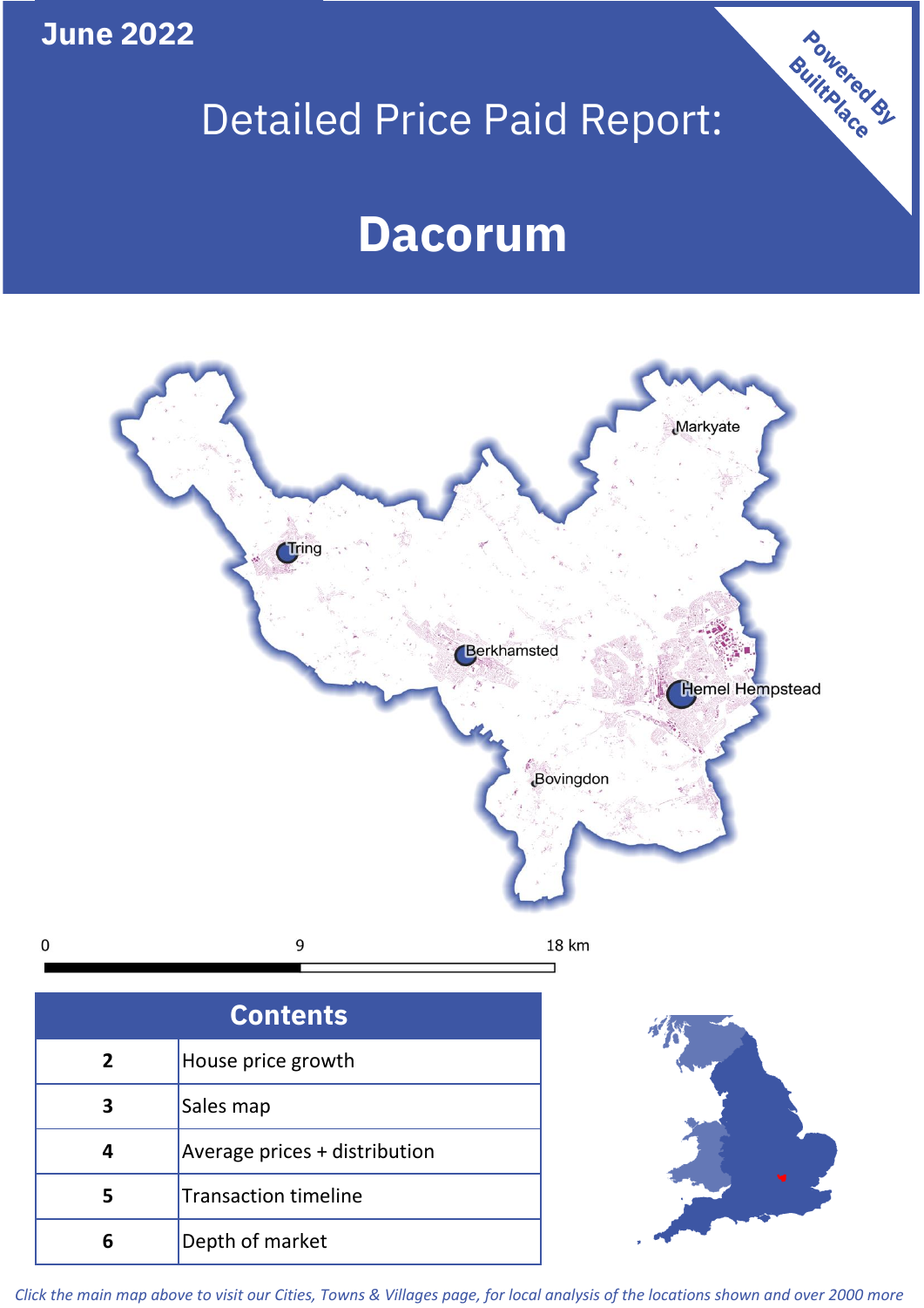June 2022

# Detailed Price Paid Report:

# Dacorum

Powered By BuiltPlace

Markyate

Tring

Berkhamsted

Hemel Hempstead

Bovingdon

0 9 18 km

| Contents | |
|---|---|
| 2 | House price growth |
| 3 | Sales map |
| 4 | Average prices + distribution |
| 5 | Transaction timeline |
| 6 | Depth of market |

*Click the main map above to visit our Cities, Towns & Villages page, for local analysis of the locations shown and over 2000 more*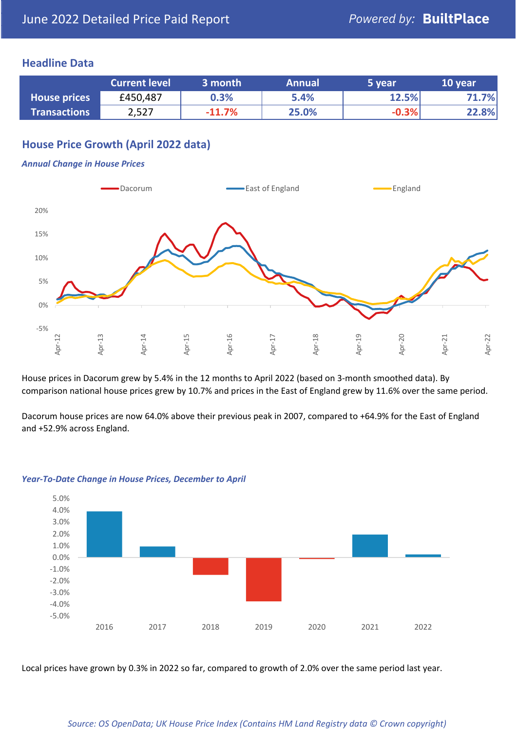June 2022 Detailed Price Paid Report

## Headline Data

| | Current level | 3 month | Annual | 5 year | 10 year |
|---|---|---|---|---|---|
| **House prices** | £450,487 | 0.3% | 5.4% | 12.5% | 71.7% |
| **Transactions** | 2,527 | -11.7% | 25.0% | -0.3% | 22.8% |

## House Price Growth (April 2022 data)

***Annual Change in House Prices***

House prices in Dacorum grew by 5.4% in the 12 months to April 2022 (based on 3-month smoothed data). By comparison national house prices grew by 10.7% and prices in the East of England grew by 11.6% over the same period.

Dacorum house prices are now 64.0% above their previous peak in 2007, compared to +64.9% for the East of England and +52.9% across England.

***Year-To-Date Change in House Prices, December to April***

Local prices have grown by 0.3% in 2022 so far, compared to growth of 2.0% over the same period last year.

*Source: OS OpenData; UK House Price Index (Contains HM Land Registry data © Crown copyright)*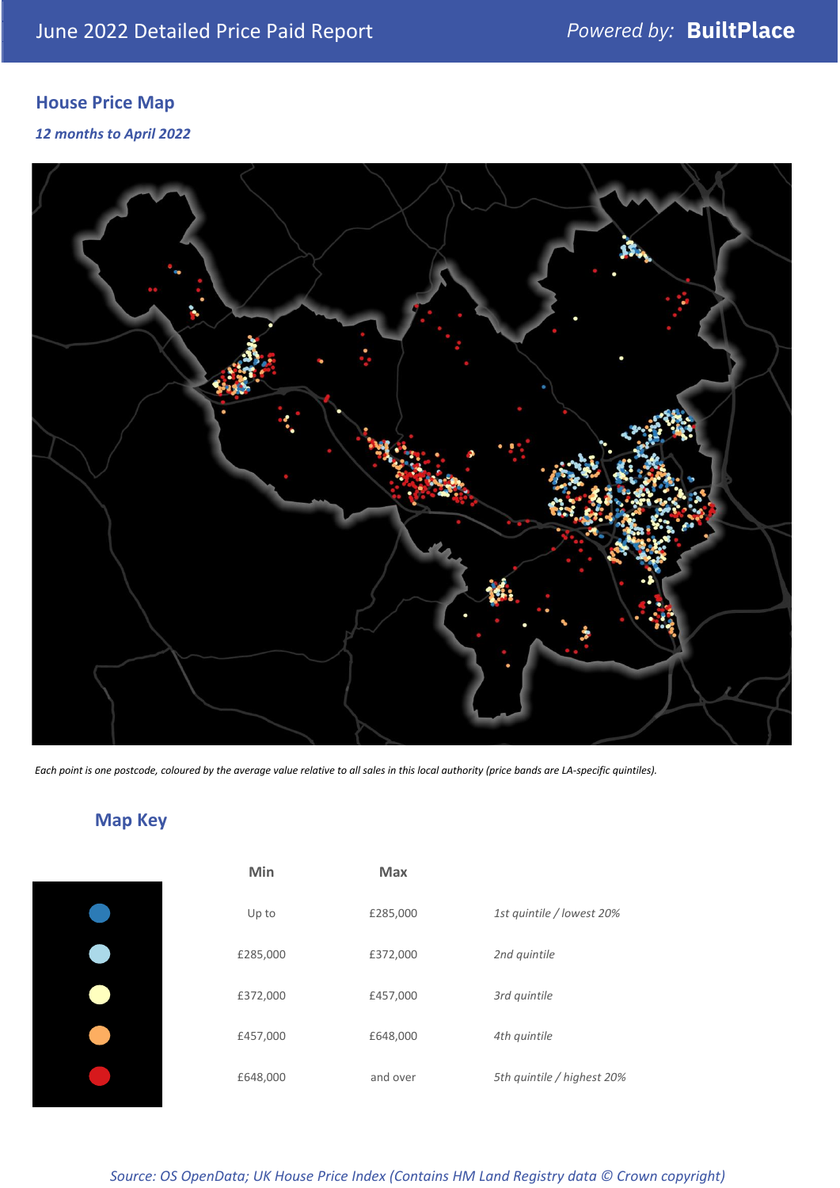June 2022 Detailed Price Paid Report — Powered by: **BuiltPlace**

## House Price Map

*12 months to April 2022*

*Each point is one postcode, coloured by the average value relative to all sales in this local authority (price bands are LA-specific quintiles).*

## Map Key

| | Min | Max | |
|---|---|---|---|
| | Up to | £285,000 | *1st quintile / lowest 20%* |
| | £285,000 | £372,000 | *2nd quintile* |
| | £372,000 | £457,000 | *3rd quintile* |
| | £457,000 | £648,000 | *4th quintile* |
| | £648,000 | and over | *5th quintile / highest 20%* |

*Source: OS OpenData; UK House Price Index (Contains HM Land Registry data © Crown copyright)*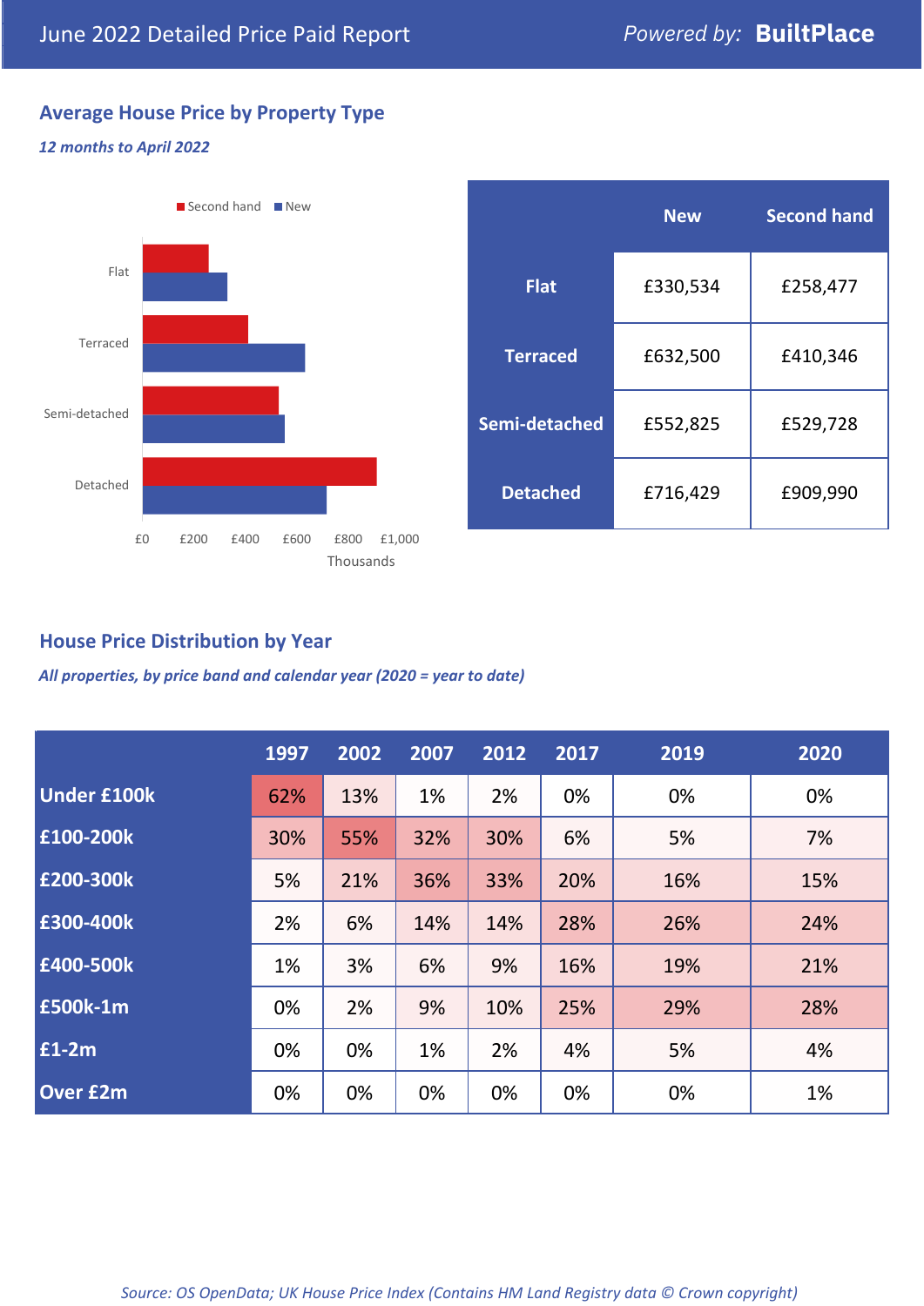# June 2022 Detailed Price Paid Report

Powered by: **BuiltPlace**

## Average House Price by Property Type

*12 months to April 2022*

|  | New | Second hand |
|---|---|---|
| **Flat** | £330,534 | £258,477 |
| **Terraced** | £632,500 | £410,346 |
| **Semi-detached** | £552,825 | £529,728 |
| **Detached** | £716,429 | £909,990 |

## House Price Distribution by Year

*All properties, by price band and calendar year (2020 = year to date)*

|  | 1997 | 2002 | 2007 | 2012 | 2017 | 2019 | 2020 |
|---|---|---|---|---|---|---|---|
| **Under £100k** | 62% | 13% | 1% | 2% | 0% | 0% | 0% |
| **£100-200k** | 30% | 55% | 32% | 30% | 6% | 5% | 7% |
| **£200-300k** | 5% | 21% | 36% | 33% | 20% | 16% | 15% |
| **£300-400k** | 2% | 6% | 14% | 14% | 28% | 26% | 24% |
| **£400-500k** | 1% | 3% | 6% | 9% | 16% | 19% | 21% |
| **£500k-1m** | 0% | 2% | 9% | 10% | 25% | 29% | 28% |
| **£1-2m** | 0% | 0% | 1% | 2% | 4% | 5% | 4% |
| **Over £2m** | 0% | 0% | 0% | 0% | 0% | 0% | 1% |

*Source: OS OpenData; UK House Price Index (Contains HM Land Registry data © Crown copyright)*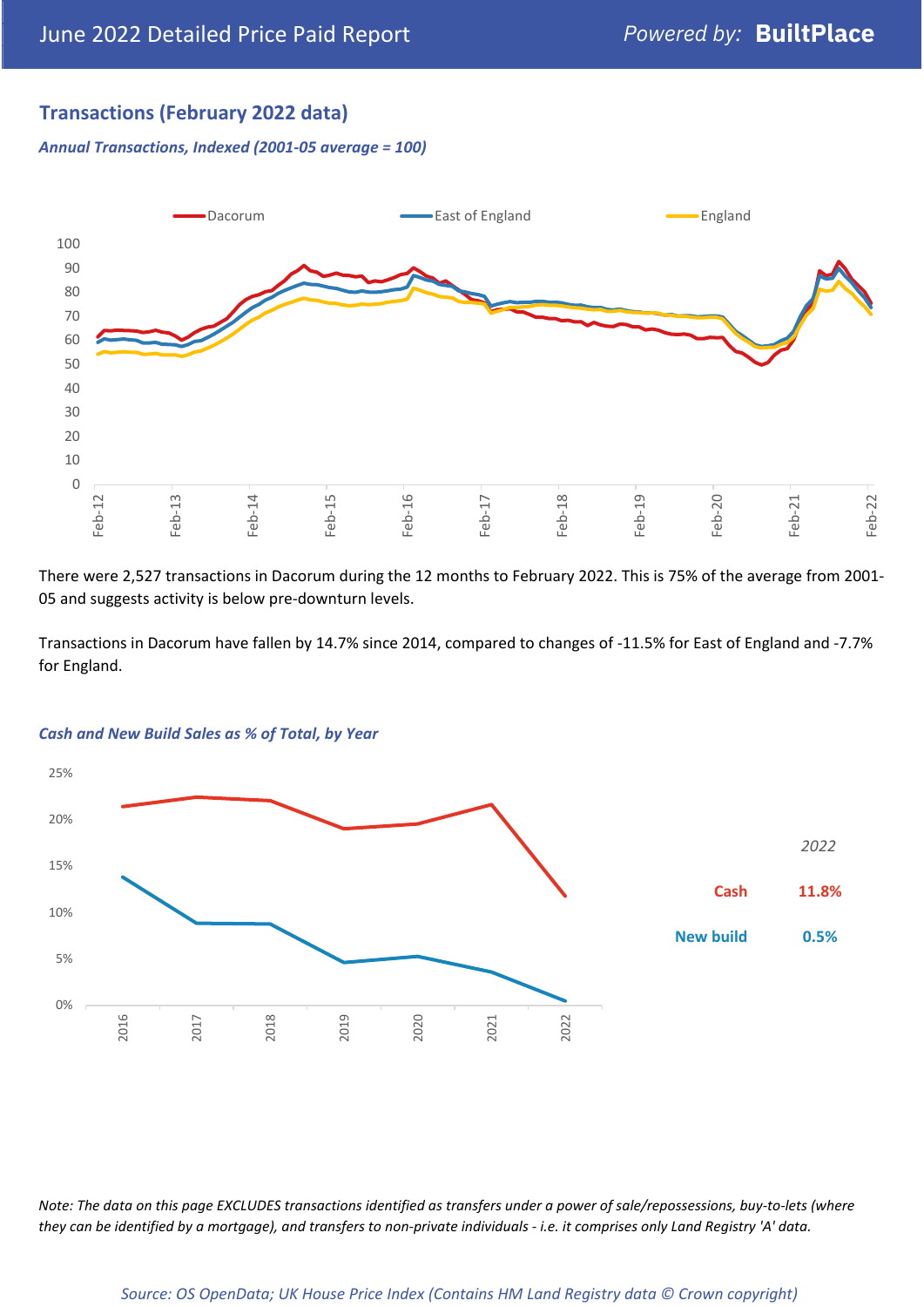## Transactions (February 2022 data)

*Annual Transactions, Indexed (2001-05 average = 100)*

There were 2,527 transactions in Dacorum during the 12 months to February 2022. This is 75% of the average from 2001-05 and suggests activity is below pre-downturn levels.

Transactions in Dacorum have fallen by 14.7% since 2014, compared to changes of -11.5% for East of England and -7.7% for England.

*Cash and New Build Sales as % of Total, by Year*

| 2022 | |
|---|---|
| Cash | 11.8% |
| New build | 0.5% |

*Note: The data on this page EXCLUDES transactions identified as transfers under a power of sale/repossessions, buy-to-lets (where they can be identified by a mortgage), and transfers to non-private individuals - i.e. it comprises only Land Registry 'A' data.*

*Source: OS OpenData; UK House Price Index (Contains HM Land Registry data © Crown copyright)*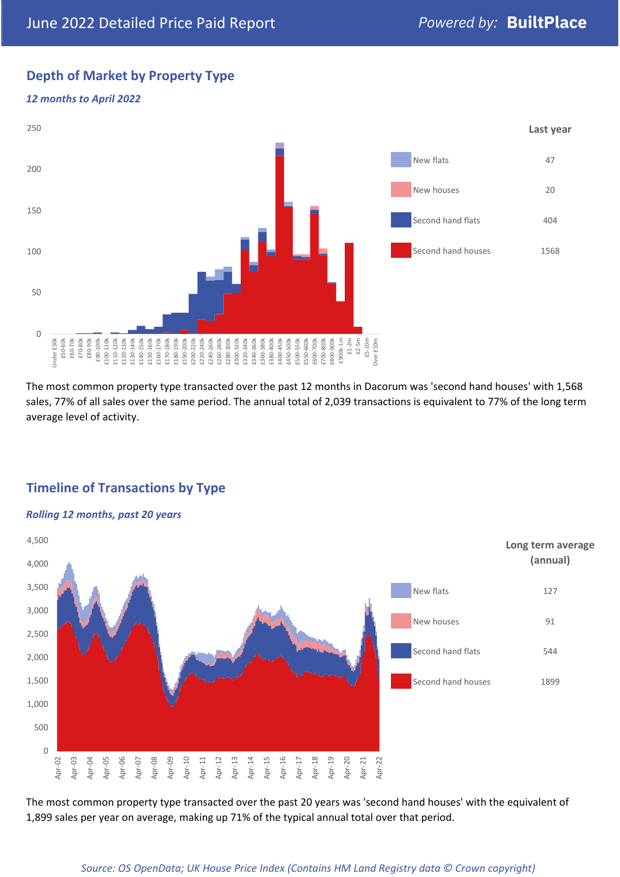June 2022 Detailed Price Paid Report

Powered by: **BuiltPlace**

## Depth of Market by Property Type

*12 months to April 2022*

250
200
150
100
50
0

Under £50k, £50-60k, £60-70k, £70-80k, £80-90k, £90-100k, £100-110k, £110-120k, £120-130k, £130-140k, £140-150k, £150-160k, £160-170k, £170-180k, £180-190k, £190-200k, £200-220k, £220-240k, £240-260k, £260-280k, £280-300k, £300-320k, £320-340k, £340-360k, £360-380k, £380-400k, £400-450k, £450-500k, £500-550k, £550-600k, £600-700k, £700-800k, £800-900k, £900k-1m, £1-2m, £2-5m, £5-10m, Over £10m

**Last year**

New flats 47

New houses 20

Second hand flats 404

Second hand houses 1568

The most common property type transacted over the past 12 months in Dacorum was 'second hand houses' with 1,568 sales, 77% of all sales over the same period. The annual total of 2,039 transactions is equivalent to 77% of the long term average level of activity.

## Timeline of Transactions by Type

*Rolling 12 months, past 20 years*

4,500
4,000
3,500
3,000
2,500
2,000
1,500
1,000
500
0

Apr-02, Apr-03, Apr-04, Apr-05, Apr-06, Apr-07, Apr-08, Apr-09, Apr-10, Apr-11, Apr-12, Apr-13, Apr-14, Apr-15, Apr-16, Apr-17, Apr-18, Apr-19, Apr-20, Apr-21, Apr-22

**Long term average (annual)**

New flats 127

New houses 91

Second hand flats 544

Second hand houses 1899

The most common property type transacted over the past 20 years was 'second hand houses' with the equivalent of 1,899 sales per year on average, making up 71% of the typical annual total over that period.

*Source: OS OpenData; UK House Price Index (Contains HM Land Registry data © Crown copyright)*